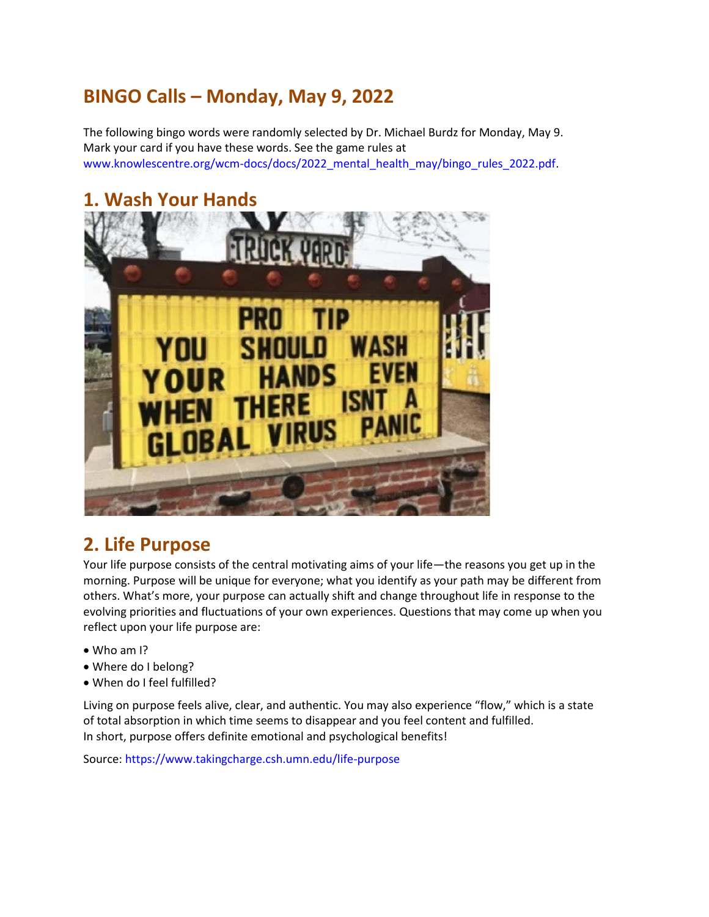# BINGO Calls – Monday, May 9, 2022

The following bingo words were randomly selected by Dr. Michael Burdz for Monday, May 9. Mark your card if you have these words. See the game rules at www.knowlescentre.org/wcm-docs/docs/2022_mental_health_may/bingo_rules_2022.pdf.

## 1. Wash Your Hands

## 2. Life Purpose

Your life purpose consists of the central motivating aims of your life—the reasons you get up in the morning. Purpose will be unique for everyone; what you identify as your path may be different from others. What's more, your purpose can actually shift and change throughout life in response to the evolving priorities and fluctuations of your own experiences. Questions that may come up when you reflect upon your life purpose are:

- Who am I?
- Where do I belong?
- When do I feel fulfilled?

Living on purpose feels alive, clear, and authentic. You may also experience "flow," which is a state of total absorption in which time seems to disappear and you feel content and fulfilled.
In short, purpose offers definite emotional and psychological benefits!

Source: https://www.takingcharge.csh.umn.edu/life-purpose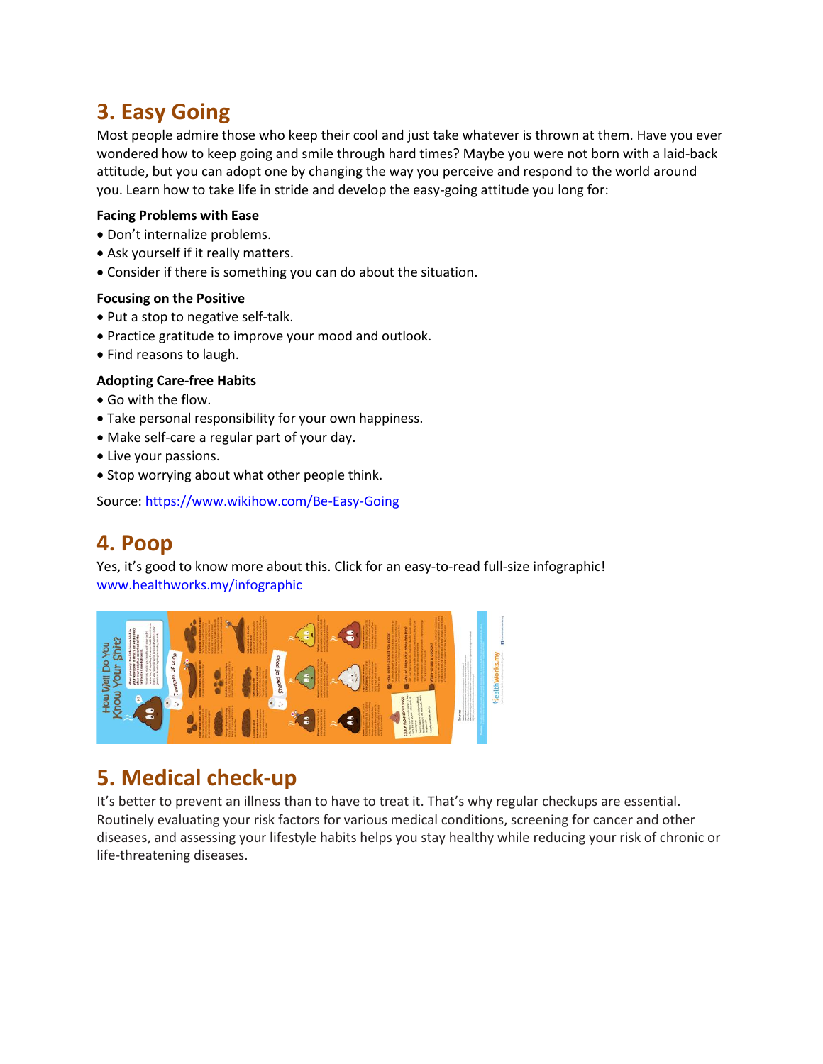## 3. Easy Going

Most people admire those who keep their cool and just take whatever is thrown at them. Have you ever wondered how to keep going and smile through hard times? Maybe you were not born with a laid-back attitude, but you can adopt one by changing the way you perceive and respond to the world around you. Learn how to take life in stride and develop the easy-going attitude you long for:

**Facing Problems with Ease**

- Don't internalize problems.
- Ask yourself if it really matters.
- Consider if there is something you can do about the situation.

**Focusing on the Positive**

- Put a stop to negative self-talk.
- Practice gratitude to improve your mood and outlook.
- Find reasons to laugh.

**Adopting Care-free Habits**

- Go with the flow.
- Take personal responsibility for your own happiness.
- Make self-care a regular part of your day.
- Live your passions.
- Stop worrying about what other people think.

Source: https://www.wikihow.com/Be-Easy-Going

## 4. Poop

Yes, it's good to know more about this. Click for an easy-to-read full-size infographic!
www.healthworks.my/infographic

## 5. Medical check-up

It's better to prevent an illness than to have to treat it. That's why regular checkups are essential. Routinely evaluating your risk factors for various medical conditions, screening for cancer and other diseases, and assessing your lifestyle habits helps you stay healthy while reducing your risk of chronic or life-threatening diseases.